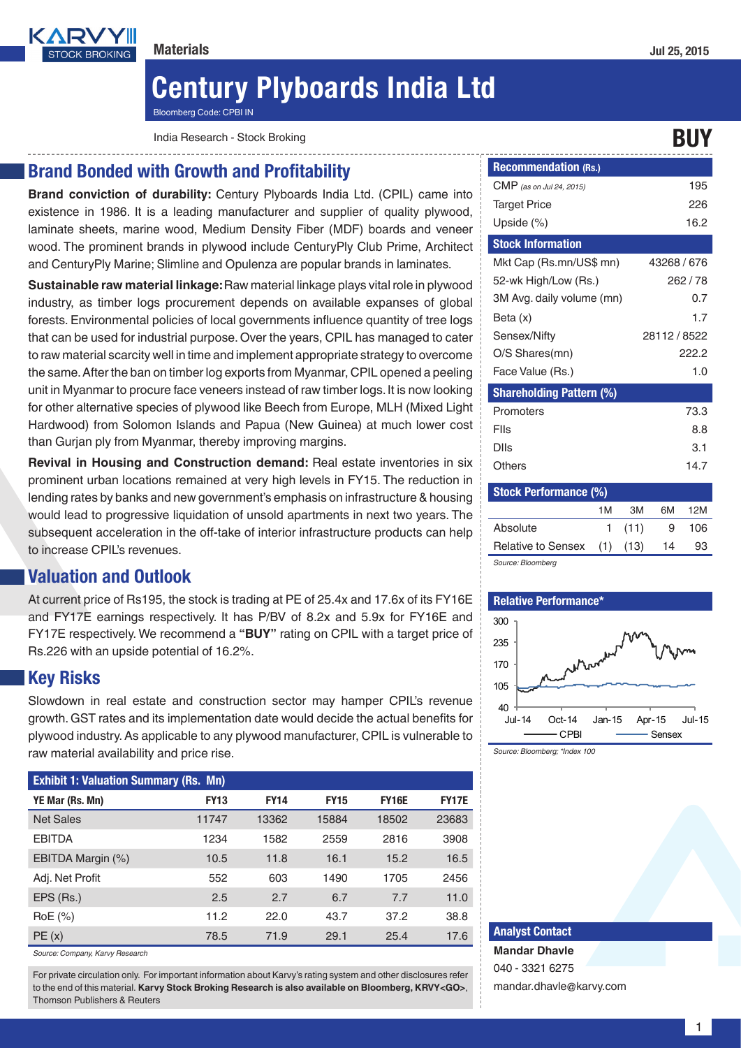Materials

Jul 25, 2015

# Century Plyboards India Ltd

Bloomberg Code: CPBI IN

India Research - Stock Broking

**BUY**

## Brand Bonded with Growth and Profitability

**Brand conviction of durability:** Century Plyboards India Ltd. (CPIL) came into existence in 1986. It is a leading manufacturer and supplier of quality plywood, laminate sheets, marine wood, Medium Density Fiber (MDF) boards and veneer wood. The prominent brands in plywood include CenturyPly Club Prime, Architect and CenturyPly Marine; Slimline and Opulenza are popular brands in laminates.

**Sustainable raw material linkage:** Raw material linkage plays vital role in plywood industry, as timber logs procurement depends on available expanses of global forests. Environmental policies of local governments influence quantity of tree logs that can be used for industrial purpose. Over the years, CPIL has managed to cater to raw material scarcity well in time and implement appropriate strategy to overcome the same. After the ban on timber log exports from Myanmar, CPIL opened a peeling unit in Myanmar to procure face veneers instead of raw timber logs. It is now looking for other alternative species of plywood like Beech from Europe, MLH (Mixed Light Hardwood) from Solomon Islands and Papua (New Guinea) at much lower cost than Gurjan ply from Myanmar, thereby improving margins.

**Revival in Housing and Construction demand:** Real estate inventories in six prominent urban locations remained at very high levels in FY15. The reduction in lending rates by banks and new government's emphasis on infrastructure & housing would lead to progressive liquidation of unsold apartments in next two years. The subsequent acceleration in the off-take of interior infrastructure products can help to increase CPIL's revenues.

## Valuation and Outlook

At current price of Rs195, the stock is trading at PE of 25.4x and 17.6x of its FY16E and FY17E earnings respectively. It has P/BV of 8.2x and 5.9x for FY16E and FY17E respectively. We recommend a **"BUY"** rating on CPIL with a target price of Rs.226 with an upside potential of 16.2%.

## Key Risks

Slowdown in real estate and construction sector may hamper CPIL's revenue growth. GST rates and its implementation date would decide the actual benefits for plywood industry. As applicable to any plywood manufacturer, CPIL is vulnerable to raw material availability and price rise.

**Exhibit 1: Valuation Summary (Rs. Mn)**

| YE Mar (Rs. Mn) | FY13 | FY14 | FY15 | FY16E | FY17E |
|---|---|---|---|---|---|
| Net Sales | 11747 | 13362 | 15884 | 18502 | 23683 |
| EBITDA | 1234 | 1582 | 2559 | 2816 | 3908 |
| EBITDA Margin (%) | 10.5 | 11.8 | 16.1 | 15.2 | 16.5 |
| Adj. Net Profit | 552 | 603 | 1490 | 1705 | 2456 |
| EPS (Rs.) | 2.5 | 2.7 | 6.7 | 7.7 | 11.0 |
| RoE (%) | 11.2 | 22.0 | 43.7 | 37.2 | 38.8 |
| PE (x) | 78.5 | 71.9 | 29.1 | 25.4 | 17.6 |

*Source: Company, Karvy Research*

| Recommendation (Rs.) | |
|---|---|
| CMP *(as on Jul 24, 2015)* | 195 |
| Target Price | 226 |
| Upside (%) | 16.2 |

| Stock Information | |
|---|---|
| Mkt Cap (Rs.mn/US$ mn) | 43268 / 676 |
| 52-wk High/Low (Rs.) | 262 / 78 |
| 3M Avg. daily volume (mn) | 0.7 |
| Beta (x) | 1.7 |
| Sensex/Nifty | 28112 / 8522 |
| O/S Shares(mn) | 222.2 |
| Face Value (Rs.) | 1.0 |

| Shareholding Pattern (%) | |
|---|---|
| Promoters | 73.3 |
| FIIs | 8.8 |
| DIIs | 3.1 |
| Others | 14.7 |

| Stock Performance (%) | 1M | 3M | 6M | 12M |
|---|---|---|---|---|
| Absolute | 1 | (11) | 9 | 106 |
| Relative to Sensex | (1) | (13) | 14 | 93 |

*Source: Bloomberg*

**Relative Performance***

*Source: Bloomberg; *Index 100*

**Analyst Contact**

**Mandar Dhavle**

040 - 3321 6275

mandar.dhavle@karvy.com

For private circulation only. For important information about Karvy's rating system and other disclosures refer to the end of this material. **Karvy Stock Broking Research is also available on Bloomberg, KRVY<GO>**, Thomson Publishers & Reuters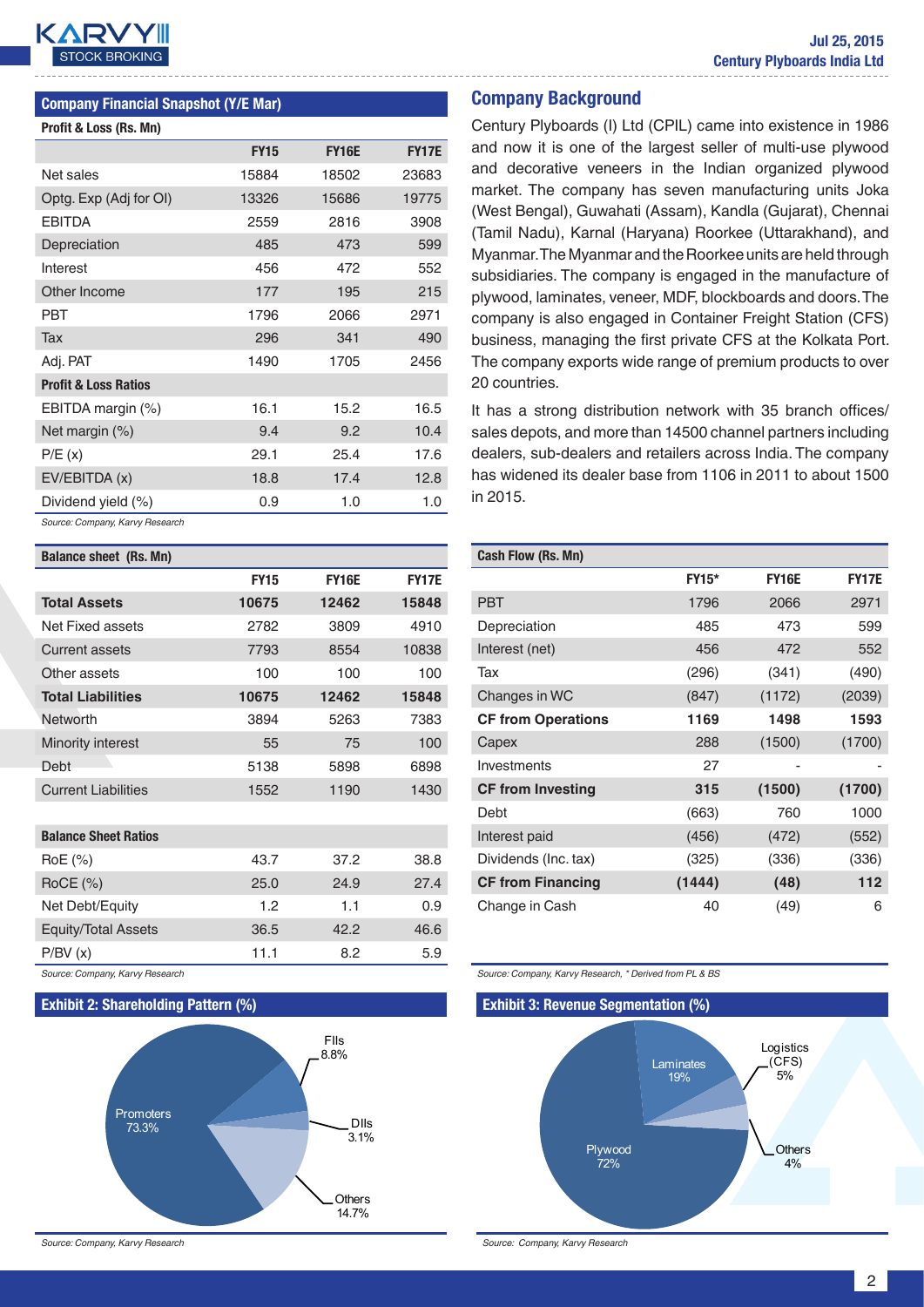## Company Financial Snapshot (Y/E Mar)

**Profit & Loss (Rs. Mn)**

| | FY15 | FY16E | FY17E |
|---|---|---|---|
| Net sales | 15884 | 18502 | 23683 |
| Optg. Exp (Adj for OI) | 13326 | 15686 | 19775 |
| EBITDA | 2559 | 2816 | 3908 |
| Depreciation | 485 | 473 | 599 |
| Interest | 456 | 472 | 552 |
| Other Income | 177 | 195 | 215 |
| PBT | 1796 | 2066 | 2971 |
| Tax | 296 | 341 | 490 |
| Adj. PAT | 1490 | 1705 | 2456 |
| **Profit & Loss Ratios** | | | |
| EBITDA margin (%) | 16.1 | 15.2 | 16.5 |
| Net margin (%) | 9.4 | 9.2 | 10.4 |
| P/E (x) | 29.1 | 25.4 | 17.6 |
| EV/EBITDA (x) | 18.8 | 17.4 | 12.8 |
| Dividend yield (%) | 0.9 | 1.0 | 1.0 |

*Source: Company, Karvy Research*

**Balance sheet (Rs. Mn)**

| | FY15 | FY16E | FY17E |
|---|---|---|---|
| **Total Assets** | **10675** | **12462** | **15848** |
| Net Fixed assets | 2782 | 3809 | 4910 |
| Current assets | 7793 | 8554 | 10838 |
| Other assets | 100 | 100 | 100 |
| **Total Liabilities** | **10675** | **12462** | **15848** |
| Networth | 3894 | 5263 | 7383 |
| Minority interest | 55 | 75 | 100 |
| Debt | 5138 | 5898 | 6898 |
| Current Liabilities | 1552 | 1190 | 1430 |
| **Balance Sheet Ratios** | | | |
| RoE (%) | 43.7 | 37.2 | 38.8 |
| RoCE (%) | 25.0 | 24.9 | 27.4 |
| Net Debt/Equity | 1.2 | 1.1 | 0.9 |
| Equity/Total Assets | 36.5 | 42.2 | 46.6 |
| P/BV (x) | 11.1 | 8.2 | 5.9 |

*Source: Company, Karvy Research*

**Exhibit 2: Shareholding Pattern (%)**

| Holder | % |
|---|---|
| Promoters | 73.3% |
| FIIs | 8.8% |
| DIIs | 3.1% |
| Others | 14.7% |

*Source: Company, Karvy Research*

## Company Background

Century Plyboards (I) Ltd (CPIL) came into existence in 1986 and now it is one of the largest seller of multi-use plywood and decorative veneers in the Indian organized plywood market. The company has seven manufacturing units Joka (West Bengal), Guwahati (Assam), Kandla (Gujarat), Chennai (Tamil Nadu), Karnal (Haryana) Roorkee (Uttarakhand), and Myanmar. The Myanmar and the Roorkee units are held through subsidiaries. The company is engaged in the manufacture of plywood, laminates, veneer, MDF, blockboards and doors. The company is also engaged in Container Freight Station (CFS) business, managing the first private CFS at the Kolkata Port. The company exports wide range of premium products to over 20 countries.

It has a strong distribution network with 35 branch offices/ sales depots, and more than 14500 channel partners including dealers, sub-dealers and retailers across India. The company has widened its dealer base from 1106 in 2011 to about 1500 in 2015.

**Cash Flow (Rs. Mn)**

| | FY15* | FY16E | FY17E |
|---|---|---|---|
| PBT | 1796 | 2066 | 2971 |
| Depreciation | 485 | 473 | 599 |
| Interest (net) | 456 | 472 | 552 |
| Tax | (296) | (341) | (490) |
| Changes in WC | (847) | (1172) | (2039) |
| **CF from Operations** | **1169** | **1498** | **1593** |
| Capex | 288 | (1500) | (1700) |
| Investments | 27 | - | - |
| **CF from Investing** | **315** | **(1500)** | **(1700)** |
| Debt | (663) | 760 | 1000 |
| Interest paid | (456) | (472) | (552) |
| Dividends (Inc. tax) | (325) | (336) | (336) |
| **CF from Financing** | **(1444)** | **(48)** | **112** |
| Change in Cash | 40 | (49) | 6 |

*Source: Company, Karvy Research, * Derived from PL & BS*

**Exhibit 3: Revenue Segmentation (%)**

| Segment | % |
|---|---|
| Plywood | 72% |
| Laminates | 19% |
| Logistics (CFS) | 5% |
| Others | 4% |

*Source: Company, Karvy Research*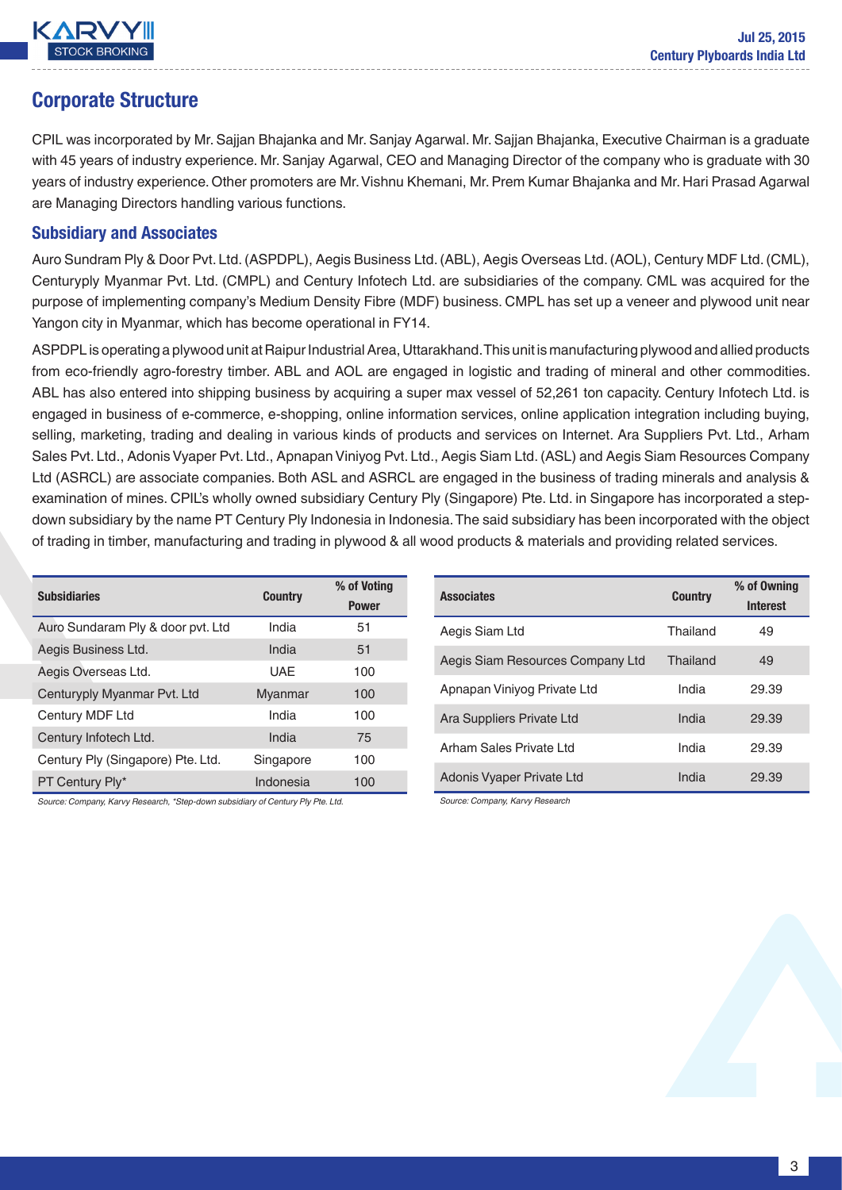## Corporate Structure

CPIL was incorporated by Mr. Sajjan Bhajanka and Mr. Sanjay Agarwal. Mr. Sajjan Bhajanka, Executive Chairman is a graduate with 45 years of industry experience. Mr. Sanjay Agarwal, CEO and Managing Director of the company who is graduate with 30 years of industry experience. Other promoters are Mr. Vishnu Khemani, Mr. Prem Kumar Bhajanka and Mr. Hari Prasad Agarwal are Managing Directors handling various functions.

### Subsidiary and Associates

Auro Sundram Ply & Door Pvt. Ltd. (ASPDPL), Aegis Business Ltd. (ABL), Aegis Overseas Ltd. (AOL), Century MDF Ltd. (CML), Centuryply Myanmar Pvt. Ltd. (CMPL) and Century Infotech Ltd. are subsidiaries of the company. CML was acquired for the purpose of implementing company's Medium Density Fibre (MDF) business. CMPL has set up a veneer and plywood unit near Yangon city in Myanmar, which has become operational in FY14.

ASPDPL is operating a plywood unit at Raipur Industrial Area, Uttarakhand. This unit is manufacturing plywood and allied products from eco-friendly agro-forestry timber. ABL and AOL are engaged in logistic and trading of mineral and other commodities. ABL has also entered into shipping business by acquiring a super max vessel of 52,261 ton capacity. Century Infotech Ltd. is engaged in business of e-commerce, e-shopping, online information services, online application integration including buying, selling, marketing, trading and dealing in various kinds of products and services on Internet. Ara Suppliers Pvt. Ltd., Arham Sales Pvt. Ltd., Adonis Vyaper Pvt. Ltd., Apnapan Viniyog Pvt. Ltd., Aegis Siam Ltd. (ASL) and Aegis Siam Resources Company Ltd (ASRCL) are associate companies. Both ASL and ASRCL are engaged in the business of trading minerals and analysis & examination of mines. CPIL's wholly owned subsidiary Century Ply (Singapore) Pte. Ltd. in Singapore has incorporated a step-down subsidiary by the name PT Century Ply Indonesia in Indonesia. The said subsidiary has been incorporated with the object of trading in timber, manufacturing and trading in plywood & all wood products & materials and providing related services.

| Subsidiaries | Country | % of Voting Power |
|---|---|---|
| Auro Sundaram Ply & door pvt. Ltd | India | 51 |
| Aegis Business Ltd. | India | 51 |
| Aegis Overseas Ltd. | UAE | 100 |
| Centuryply Myanmar Pvt. Ltd | Myanmar | 100 |
| Century MDF Ltd | India | 100 |
| Century Infotech Ltd. | India | 75 |
| Century Ply (Singapore) Pte. Ltd. | Singapore | 100 |
| PT Century Ply* | Indonesia | 100 |

*Source: Company, Karvy Research, *Step-down subsidiary of Century Ply Pte. Ltd.*

| Associates | Country | % of Owning Interest |
|---|---|---|
| Aegis Siam Ltd | Thailand | 49 |
| Aegis Siam Resources Company Ltd | Thailand | 49 |
| Apnapan Viniyog Private Ltd | India | 29.39 |
| Ara Suppliers Private Ltd | India | 29.39 |
| Arham Sales Private Ltd | India | 29.39 |
| Adonis Vyaper Private Ltd | India | 29.39 |

*Source: Company, Karvy Research*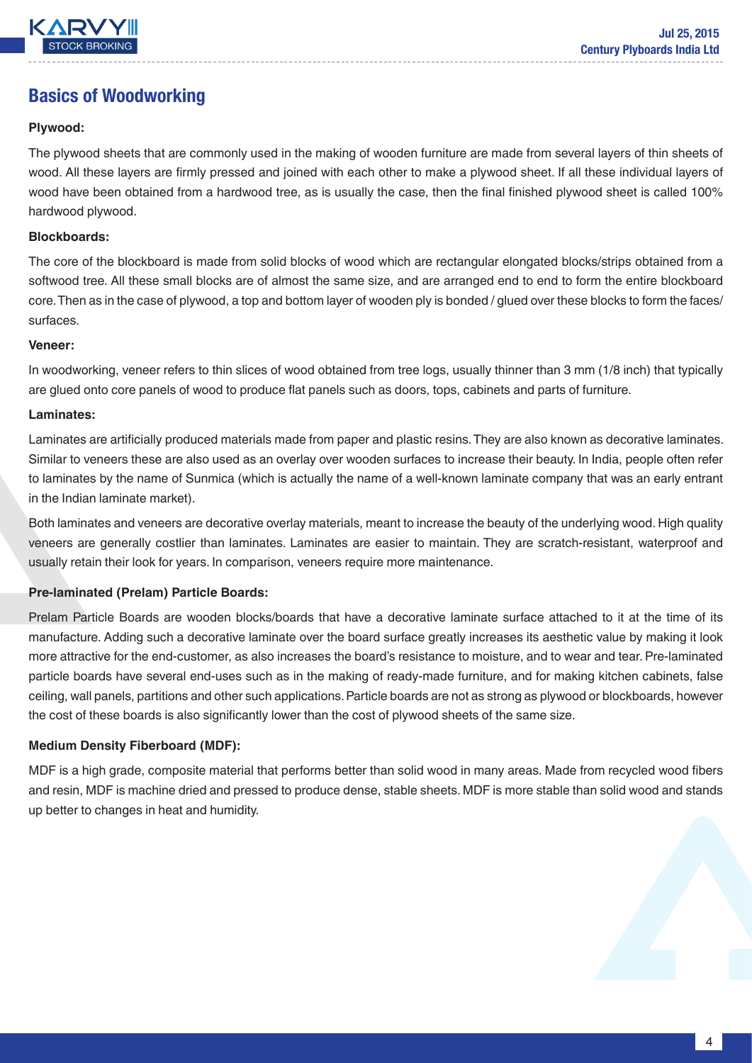## Basics of Woodworking

**Plywood:**

The plywood sheets that are commonly used in the making of wooden furniture are made from several layers of thin sheets of wood. All these layers are firmly pressed and joined with each other to make a plywood sheet. If all these individual layers of wood have been obtained from a hardwood tree, as is usually the case, then the final finished plywood sheet is called 100% hardwood plywood.

**Blockboards:**

The core of the blockboard is made from solid blocks of wood which are rectangular elongated blocks/strips obtained from a softwood tree. All these small blocks are of almost the same size, and are arranged end to end to form the entire blockboard core. Then as in the case of plywood, a top and bottom layer of wooden ply is bonded / glued over these blocks to form the faces/ surfaces.

**Veneer:**

In woodworking, veneer refers to thin slices of wood obtained from tree logs, usually thinner than 3 mm (1/8 inch) that typically are glued onto core panels of wood to produce flat panels such as doors, tops, cabinets and parts of furniture.

**Laminates:**

Laminates are artificially produced materials made from paper and plastic resins. They are also known as decorative laminates. Similar to veneers these are also used as an overlay over wooden surfaces to increase their beauty. In India, people often refer to laminates by the name of Sunmica (which is actually the name of a well-known laminate company that was an early entrant in the Indian laminate market).

Both laminates and veneers are decorative overlay materials, meant to increase the beauty of the underlying wood. High quality veneers are generally costlier than laminates. Laminates are easier to maintain. They are scratch-resistant, waterproof and usually retain their look for years. In comparison, veneers require more maintenance.

**Pre-laminated (Prelam) Particle Boards:**

Prelam Particle Boards are wooden blocks/boards that have a decorative laminate surface attached to it at the time of its manufacture. Adding such a decorative laminate over the board surface greatly increases its aesthetic value by making it look more attractive for the end-customer, as also increases the board's resistance to moisture, and to wear and tear. Pre-laminated particle boards have several end-uses such as in the making of ready-made furniture, and for making kitchen cabinets, false ceiling, wall panels, partitions and other such applications. Particle boards are not as strong as plywood or blockboards, however the cost of these boards is also significantly lower than the cost of plywood sheets of the same size.

**Medium Density Fiberboard (MDF):**

MDF is a high grade, composite material that performs better than solid wood in many areas. Made from recycled wood fibers and resin, MDF is machine dried and pressed to produce dense, stable sheets. MDF is more stable than solid wood and stands up better to changes in heat and humidity.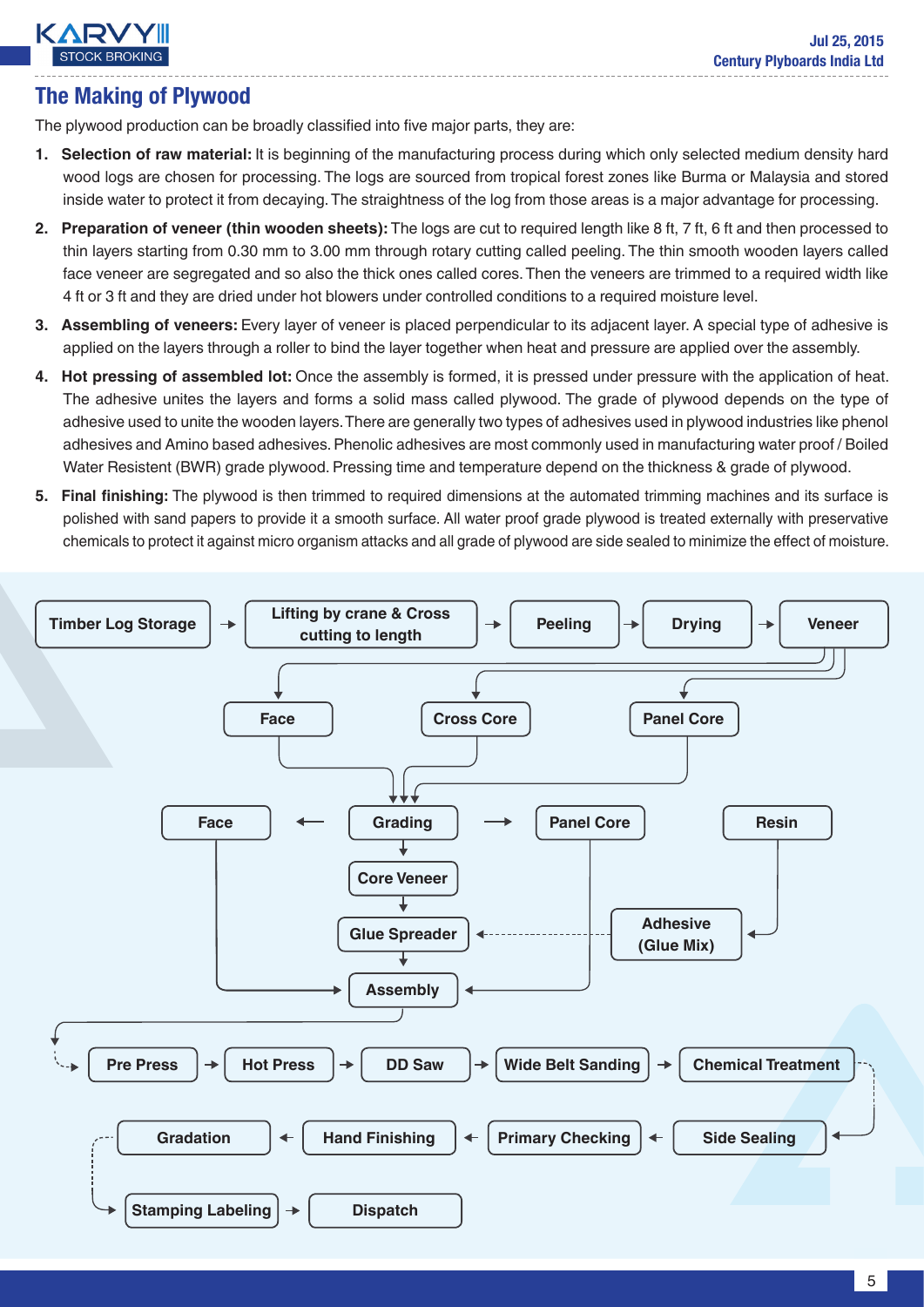## The Making of Plywood

The plywood production can be broadly classified into five major parts, they are:

1. **Selection of raw material:** It is beginning of the manufacturing process during which only selected medium density hard wood logs are chosen for processing. The logs are sourced from tropical forest zones like Burma or Malaysia and stored inside water to protect it from decaying. The straightness of the log from those areas is a major advantage for processing.
2. **Preparation of veneer (thin wooden sheets):** The logs are cut to required length like 8 ft, 7 ft, 6 ft and then processed to thin layers starting from 0.30 mm to 3.00 mm through rotary cutting called peeling. The thin smooth wooden layers called face veneer are segregated and so also the thick ones called cores. Then the veneers are trimmed to a required width like 4 ft or 3 ft and they are dried under hot blowers under controlled conditions to a required moisture level.
3. **Assembling of veneers:** Every layer of veneer is placed perpendicular to its adjacent layer. A special type of adhesive is applied on the layers through a roller to bind the layer together when heat and pressure are applied over the assembly.
4. **Hot pressing of assembled lot:** Once the assembly is formed, it is pressed under pressure with the application of heat. The adhesive unites the layers and forms a solid mass called plywood. The grade of plywood depends on the type of adhesive used to unite the wooden layers. There are generally two types of adhesives used in plywood industries like phenol adhesives and Amino based adhesives. Phenolic adhesives are most commonly used in manufacturing water proof / Boiled Water Resistent (BWR) grade plywood. Pressing time and temperature depend on the thickness & grade of plywood.
5. **Final finishing:** The plywood is then trimmed to required dimensions at the automated trimming machines and its surface is polished with sand papers to provide it a smooth surface. All water proof grade plywood is treated externally with preservative chemicals to protect it against micro organism attacks and all grade of plywood are side sealed to minimize the effect of moisture.

Timber Log Storage → Lifting by crane & Cross cutting to length → Peeling → Drying → Veneer

Veneer → Face, Cross Core, Panel Core → Grading

Grading → Face; Grading → Panel Core; Grading → Core Veneer → Glue Spreader → Assembly

Resin → Adhesive (Glue Mix) → Glue Spreader

Face → Assembly; Panel Core → Assembly

Assembly → Pre Press → Hot Press → DD Saw → Wide Belt Sanding → Chemical Treatment → Side Sealing → Primary Checking → Hand Finishing → Gradation → Stamping Labeling → Dispatch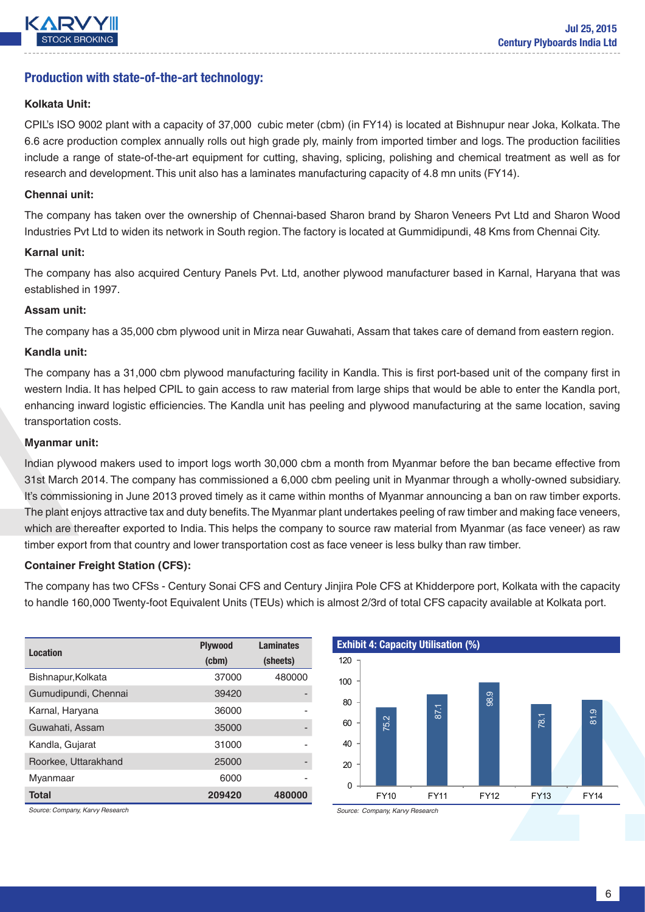## Production with state-of-the-art technology:

**Kolkata Unit:**

CPIL's ISO 9002 plant with a capacity of 37,000 cubic meter (cbm) (in FY14) is located at Bishnupur near Joka, Kolkata. The 6.6 acre production complex annually rolls out high grade ply, mainly from imported timber and logs. The production facilities include a range of state-of-the-art equipment for cutting, shaving, splicing, polishing and chemical treatment as well as for research and development. This unit also has a laminates manufacturing capacity of 4.8 mn units (FY14).

**Chennai unit:**

The company has taken over the ownership of Chennai-based Sharon brand by Sharon Veneers Pvt Ltd and Sharon Wood Industries Pvt Ltd to widen its network in South region. The factory is located at Gummidipundi, 48 Kms from Chennai City.

**Karnal unit:**

The company has also acquired Century Panels Pvt. Ltd, another plywood manufacturer based in Karnal, Haryana that was established in 1997.

**Assam unit:**

The company has a 35,000 cbm plywood unit in Mirza near Guwahati, Assam that takes care of demand from eastern region.

**Kandla unit:**

The company has a 31,000 cbm plywood manufacturing facility in Kandla. This is first port-based unit of the company first in western India. It has helped CPIL to gain access to raw material from large ships that would be able to enter the Kandla port, enhancing inward logistic efficiencies. The Kandla unit has peeling and plywood manufacturing at the same location, saving transportation costs.

**Myanmar unit:**

Indian plywood makers used to import logs worth 30,000 cbm a month from Myanmar before the ban became effective from 31st March 2014. The company has commissioned a 6,000 cbm peeling unit in Myanmar through a wholly-owned subsidiary. It's commissioning in June 2013 proved timely as it came within months of Myanmar announcing a ban on raw timber exports. The plant enjoys attractive tax and duty benefits. The Myanmar plant undertakes peeling of raw timber and making face veneers, which are thereafter exported to India. This helps the company to source raw material from Myanmar (as face veneer) as raw timber export from that country and lower transportation cost as face veneer is less bulky than raw timber.

**Container Freight Station (CFS):**

The company has two CFSs - Century Sonai CFS and Century Jinjira Pole CFS at Khidderpore port, Kolkata with the capacity to handle 160,000 Twenty-foot Equivalent Units (TEUs) which is almost 2/3rd of total CFS capacity available at Kolkata port.

| Location | Plywood (cbm) | Laminates (sheets) |
|---|---|---|
| Bishnupur,Kolkata | 37000 | 480000 |
| Gumudipundi, Chennai | 39420 | - |
| Karnal, Haryana | 36000 | - |
| Guwahati, Assam | 35000 | - |
| Kandla, Gujarat | 31000 | - |
| Roorkee, Uttarakhand | 25000 | - |
| Myanmaar | 6000 | - |
| **Total** | **209420** | **480000** |

*Source: Company, Karvy Research*

**Exhibit 4: Capacity Utilisation (%)**

| | FY10 | FY11 | FY12 | FY13 | FY14 |
|---|---|---|---|---|---|
| Capacity Utilisation (%) | 75.2 | 87.1 | 98.9 | 78.1 | 81.9 |

*Source: Company, Karvy Research*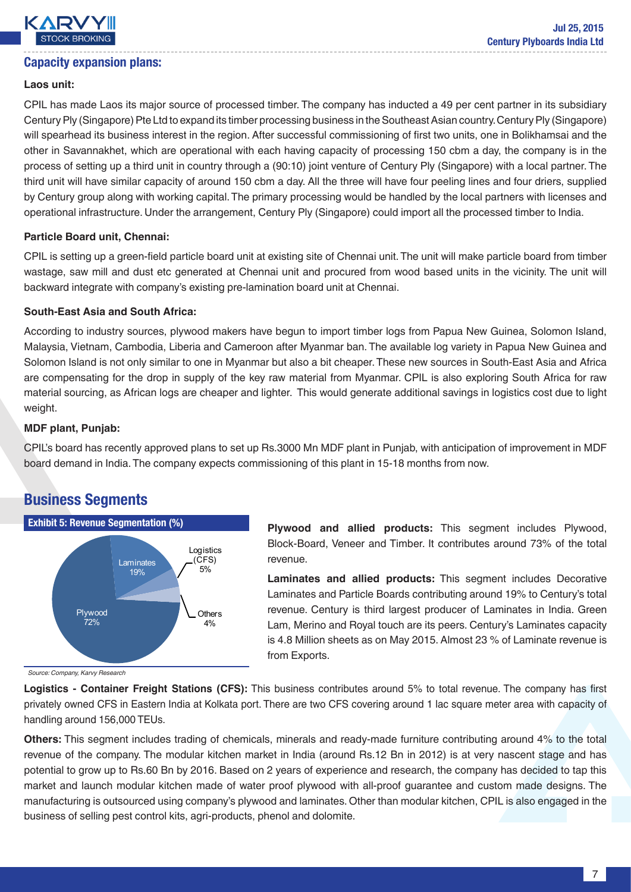## Capacity expansion plans:

**Laos unit:**

CPIL has made Laos its major source of processed timber. The company has inducted a 49 per cent partner in its subsidiary Century Ply (Singapore) Pte Ltd to expand its timber processing business in the Southeast Asian country. Century Ply (Singapore) will spearhead its business interest in the region. After successful commissioning of first two units, one in Bolikhamsai and the other in Savannakhet, which are operational with each having capacity of processing 150 cbm a day, the company is in the process of setting up a third unit in country through a (90:10) joint venture of Century Ply (Singapore) with a local partner. The third unit will have similar capacity of around 150 cbm a day. All the three will have four peeling lines and four driers, supplied by Century group along with working capital. The primary processing would be handled by the local partners with licenses and operational infrastructure. Under the arrangement, Century Ply (Singapore) could import all the processed timber to India.

**Particle Board unit, Chennai:**

CPIL is setting up a green-field particle board unit at existing site of Chennai unit. The unit will make particle board from timber wastage, saw mill and dust etc generated at Chennai unit and procured from wood based units in the vicinity. The unit will backward integrate with company's existing pre-lamination board unit at Chennai.

**South-East Asia and South Africa:**

According to industry sources, plywood makers have begun to import timber logs from Papua New Guinea, Solomon Island, Malaysia, Vietnam, Cambodia, Liberia and Cameroon after Myanmar ban. The available log variety in Papua New Guinea and Solomon Island is not only similar to one in Myanmar but also a bit cheaper. These new sources in South-East Asia and Africa are compensating for the drop in supply of the key raw material from Myanmar. CPIL is also exploring South Africa for raw material sourcing, as African logs are cheaper and lighter. This would generate additional savings in logistics cost due to light weight.

**MDF plant, Punjab:**

CPIL's board has recently approved plans to set up Rs.3000 Mn MDF plant in Punjab, with anticipation of improvement in MDF board demand in India. The company expects commissioning of this plant in 15-18 months from now.

## Business Segments

**Exhibit 5: Revenue Segmentation (%)**

| Segment | Share |
|---|---|
| Plywood | 72% |
| Laminates | 19% |
| Logistics (CFS) | 5% |
| Others | 4% |

*Source: Company, Karvy Research*

**Plywood and allied products:** This segment includes Plywood, Block-Board, Veneer and Timber. It contributes around 73% of the total revenue.

**Laminates and allied products:** This segment includes Decorative Laminates and Particle Boards contributing around 19% to Century's total revenue. Century is third largest producer of Laminates in India. Green Lam, Merino and Royal touch are its peers. Century's Laminates capacity is 4.8 Million sheets as on May 2015. Almost 23 % of Laminate revenue is from Exports.

**Logistics - Container Freight Stations (CFS):** This business contributes around 5% to total revenue. The company has first privately owned CFS in Eastern India at Kolkata port. There are two CFS covering around 1 lac square meter area with capacity of handling around 156,000 TEUs.

**Others:** This segment includes trading of chemicals, minerals and ready-made furniture contributing around 4% to the total revenue of the company. The modular kitchen market in India (around Rs.12 Bn in 2012) is at very nascent stage and has potential to grow up to Rs.60 Bn by 2016. Based on 2 years of experience and research, the company has decided to tap this market and launch modular kitchen made of water proof plywood with all-proof guarantee and custom made designs. The manufacturing is outsourced using company's plywood and laminates. Other than modular kitchen, CPIL is also engaged in the business of selling pest control kits, agri-products, phenol and dolomite.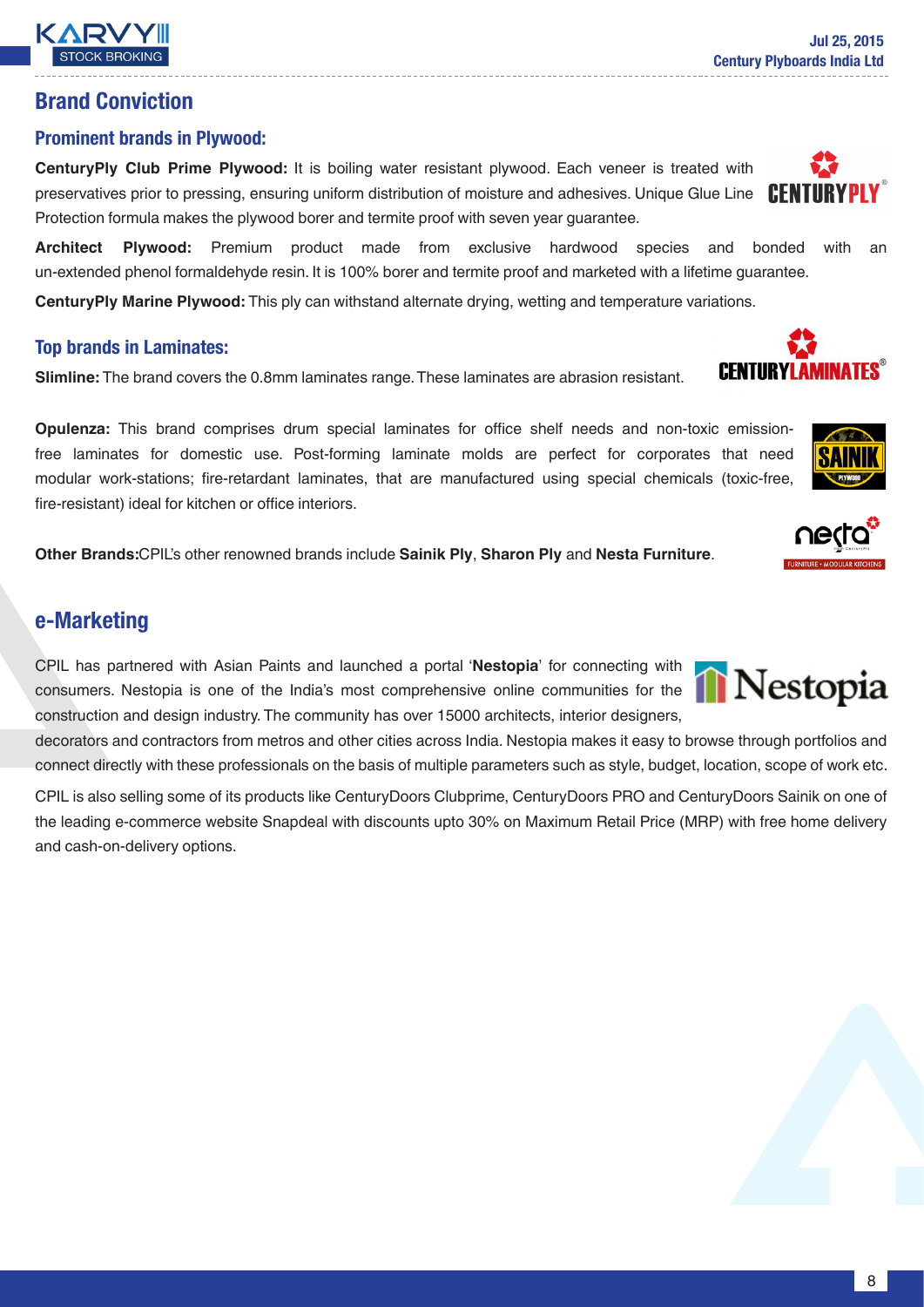## Brand Conviction

### Prominent brands in Plywood:

**CenturyPly Club Prime Plywood:** It is boiling water resistant plywood. Each veneer is treated with preservatives prior to pressing, ensuring uniform distribution of moisture and adhesives. Unique Glue Line Protection formula makes the plywood borer and termite proof with seven year guarantee.

**Architect Plywood:** Premium product made from exclusive hardwood species and bonded with an un-extended phenol formaldehyde resin. It is 100% borer and termite proof and marketed with a lifetime guarantee.

**CenturyPly Marine Plywood:** This ply can withstand alternate drying, wetting and temperature variations.

### Top brands in Laminates:

**Slimline:** The brand covers the 0.8mm laminates range. These laminates are abrasion resistant.

**Opulenza:** This brand comprises drum special laminates for office shelf needs and non-toxic emission-free laminates for domestic use. Post-forming laminate molds are perfect for corporates that need modular work-stations; fire-retardant laminates, that are manufactured using special chemicals (toxic-free, fire-resistant) ideal for kitchen or office interiors.

**Other Brands:**CPIL's other renowned brands include **Sainik Ply**, **Sharon Ply** and **Nesta Furniture**.

## e-Marketing

CPIL has partnered with Asian Paints and launched a portal '**Nestopia**' for connecting with consumers. Nestopia is one of the India's most comprehensive online communities for the construction and design industry. The community has over 15000 architects, interior designers, decorators and contractors from metros and other cities across India. Nestopia makes it easy to browse through portfolios and connect directly with these professionals on the basis of multiple parameters such as style, budget, location, scope of work etc.

CPIL is also selling some of its products like CenturyDoors Clubprime, CenturyDoors PRO and CenturyDoors Sainik on one of the leading e-commerce website Snapdeal with discounts upto 30% on Maximum Retail Price (MRP) with free home delivery and cash-on-delivery options.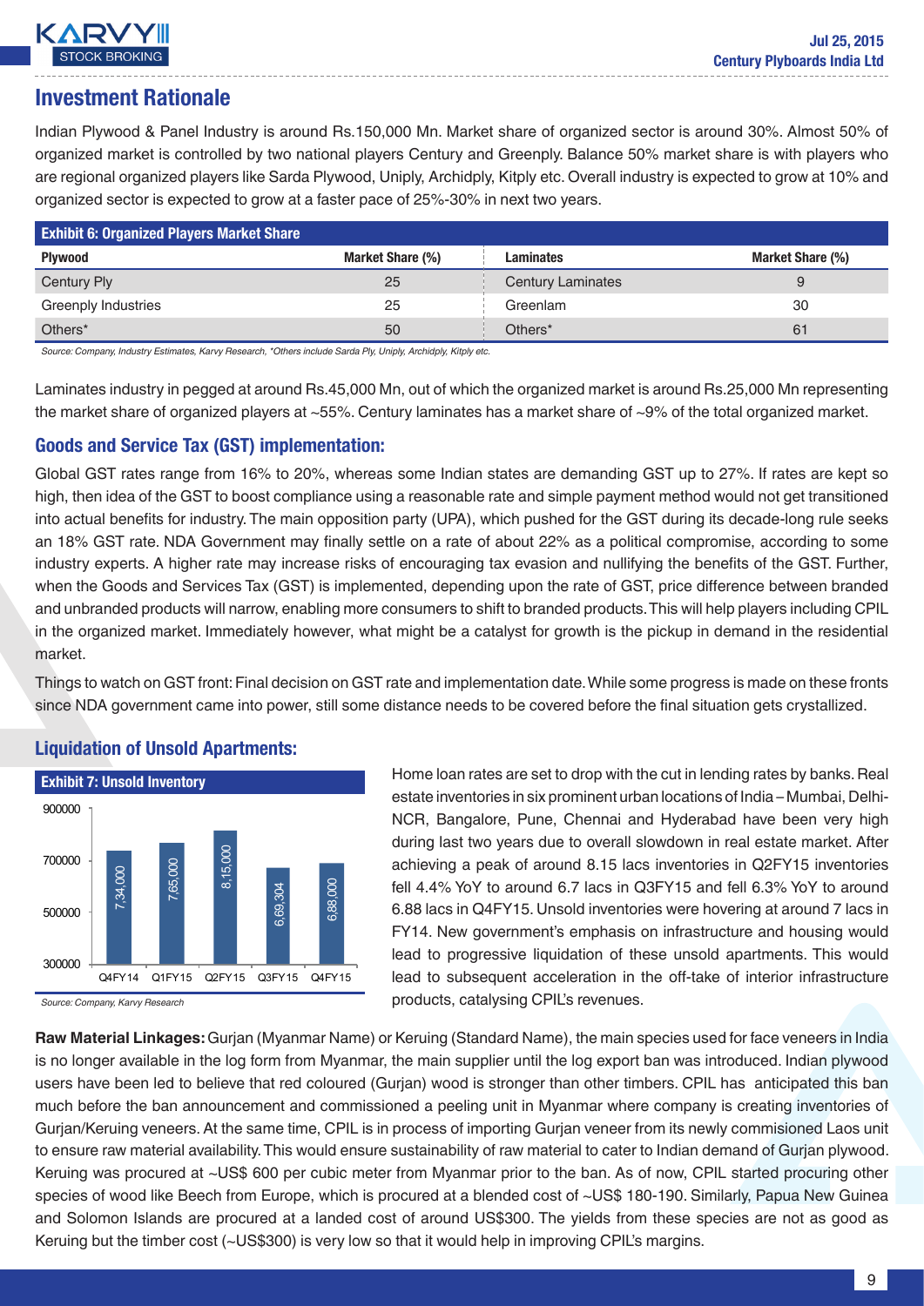## Investment Rationale

Indian Plywood & Panel Industry is around Rs.150,000 Mn. Market share of organized sector is around 30%. Almost 50% of organized market is controlled by two national players Century and Greenply. Balance 50% market share is with players who are regional organized players like Sarda Plywood, Uniply, Archidply, Kitply etc. Overall industry is expected to grow at 10% and organized sector is expected to grow at a faster pace of 25%-30% in next two years.

**Exhibit 6: Organized Players Market Share**

| Plywood | Market Share (%) | Laminates | Market Share (%) |
|---|---|---|---|
| Century Ply | 25 | Century Laminates | 9 |
| Greenply Industries | 25 | Greenlam | 30 |
| Others* | 50 | Others* | 61 |

*Source: Company, Industry Estimates, Karvy Research, *Others include Sarda Ply, Uniply, Archidply, Kitply etc.*

Laminates industry in pegged at around Rs.45,000 Mn, out of which the organized market is around Rs.25,000 Mn representing the market share of organized players at ~55%. Century laminates has a market share of ~9% of the total organized market.

### Goods and Service Tax (GST) implementation:

Global GST rates range from 16% to 20%, whereas some Indian states are demanding GST up to 27%. If rates are kept so high, then idea of the GST to boost compliance using a reasonable rate and simple payment method would not get transitioned into actual benefits for industry. The main opposition party (UPA), which pushed for the GST during its decade-long rule seeks an 18% GST rate. NDA Government may finally settle on a rate of about 22% as a political compromise, according to some industry experts. A higher rate may increase risks of encouraging tax evasion and nullifying the benefits of the GST. Further, when the Goods and Services Tax (GST) is implemented, depending upon the rate of GST, price difference between branded and unbranded products will narrow, enabling more consumers to shift to branded products. This will help players including CPIL in the organized market. Immediately however, what might be a catalyst for growth is the pickup in demand in the residential market.

Things to watch on GST front: Final decision on GST rate and implementation date. While some progress is made on these fronts since NDA government came into power, still some distance needs to be covered before the final situation gets crystallized.

### Liquidation of Unsold Apartments:

**Exhibit 7: Unsold Inventory**

| Quarter | Unsold Inventory |
|---|---|
| Q4FY14 | 7,34,000 |
| Q1FY15 | 7,65,000 |
| Q2FY15 | 8,15,000 |
| Q3FY15 | 6,69,304 |
| Q4FY15 | 6,88,000 |

*Source: Company, Karvy Research*

Home loan rates are set to drop with the cut in lending rates by banks. Real estate inventories in six prominent urban locations of India – Mumbai, Delhi-NCR, Bangalore, Pune, Chennai and Hyderabad have been very high during last two years due to overall slowdown in real estate market. After achieving a peak of around 8.15 lacs inventories in Q2FY15 inventories fell 4.4% YoY to around 6.7 lacs in Q3FY15 and fell 6.3% YoY to around 6.88 lacs in Q4FY15. Unsold inventories were hovering at around 7 lacs in FY14. New government's emphasis on infrastructure and housing would lead to progressive liquidation of these unsold apartments. This would lead to subsequent acceleration in the off-take of interior infrastructure products, catalysing CPIL's revenues.

**Raw Material Linkages:** Gurjan (Myanmar Name) or Keruing (Standard Name), the main species used for face veneers in India is no longer available in the log form from Myanmar, the main supplier until the log export ban was introduced. Indian plywood users have been led to believe that red coloured (Gurjan) wood is stronger than other timbers. CPIL has anticipated this ban much before the ban announcement and commissioned a peeling unit in Myanmar where company is creating inventories of Gurjan/Keruing veneers. At the same time, CPIL is in process of importing Gurjan veneer from its newly commisioned Laos unit to ensure raw material availability. This would ensure sustainability of raw material to cater to Indian demand of Gurjan plywood. Keruing was procured at ~US$ 600 per cubic meter from Myanmar prior to the ban. As of now, CPIL started procuring other species of wood like Beech from Europe, which is procured at a blended cost of ~US$ 180-190. Similarly, Papua New Guinea and Solomon Islands are procured at a landed cost of around US$300. The yields from these species are not as good as Keruing but the timber cost (~US$300) is very low so that it would help in improving CPIL's margins.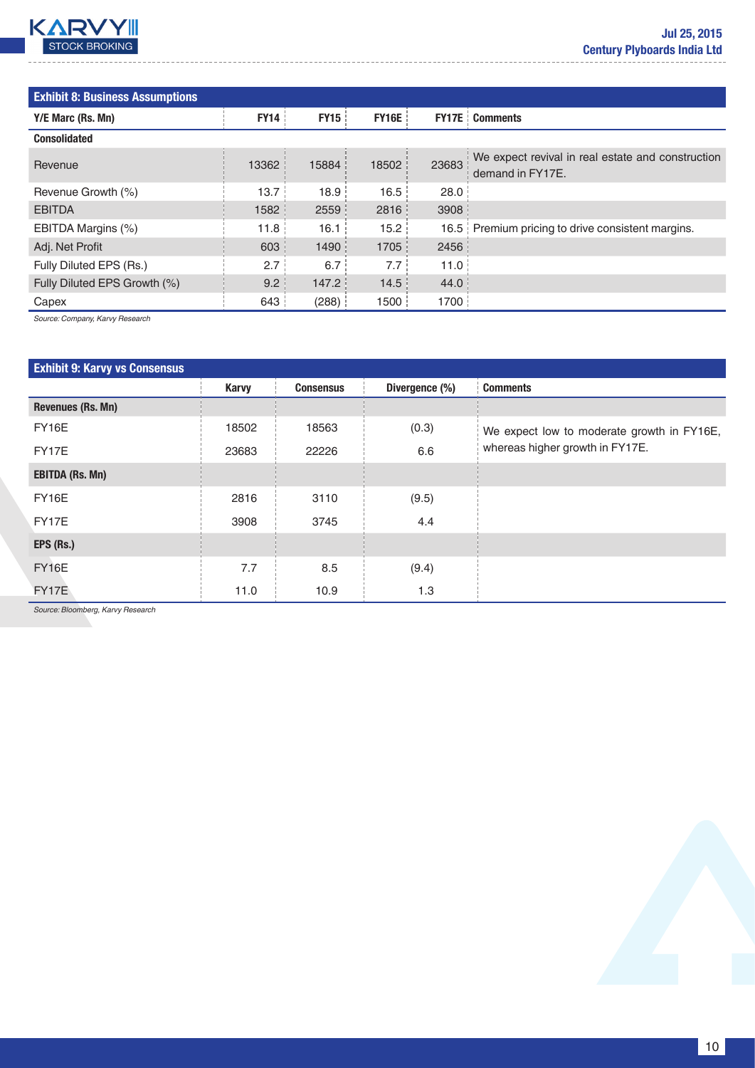**Exhibit 8: Business Assumptions**

| Y/E Marc (Rs. Mn) | FY14 | FY15 | FY16E | FY17E | Comments |
|---|---|---|---|---|---|
| **Consolidated** | | | | | |
| Revenue | 13362 | 15884 | 18502 | 23683 | We expect revival in real estate and construction demand in FY17E. |
| Revenue Growth (%) | 13.7 | 18.9 | 16.5 | 28.0 | |
| EBITDA | 1582 | 2559 | 2816 | 3908 | |
| EBITDA Margins (%) | 11.8 | 16.1 | 15.2 | 16.5 | Premium pricing to drive consistent margins. |
| Adj. Net Profit | 603 | 1490 | 1705 | 2456 | |
| Fully Diluted EPS (Rs.) | 2.7 | 6.7 | 7.7 | 11.0 | |
| Fully Diluted EPS Growth (%) | 9.2 | 147.2 | 14.5 | 44.0 | |
| Capex | 643 | (288) | 1500 | 1700 | |

*Source: Company, Karvy Research*

**Exhibit 9: Karvy vs Consensus**

| | Karvy | Consensus | Divergence (%) | Comments |
|---|---|---|---|---|
| **Revenues (Rs. Mn)** | | | | |
| FY16E | 18502 | 18563 | (0.3) | We expect low to moderate growth in FY16E, whereas higher growth in FY17E. |
| FY17E | 23683 | 22226 | 6.6 | |
| **EBITDA (Rs. Mn)** | | | | |
| FY16E | 2816 | 3110 | (9.5) | |
| FY17E | 3908 | 3745 | 4.4 | |
| **EPS (Rs.)** | | | | |
| FY16E | 7.7 | 8.5 | (9.4) | |
| FY17E | 11.0 | 10.9 | 1.3 | |

*Source: Bloomberg, Karvy Research*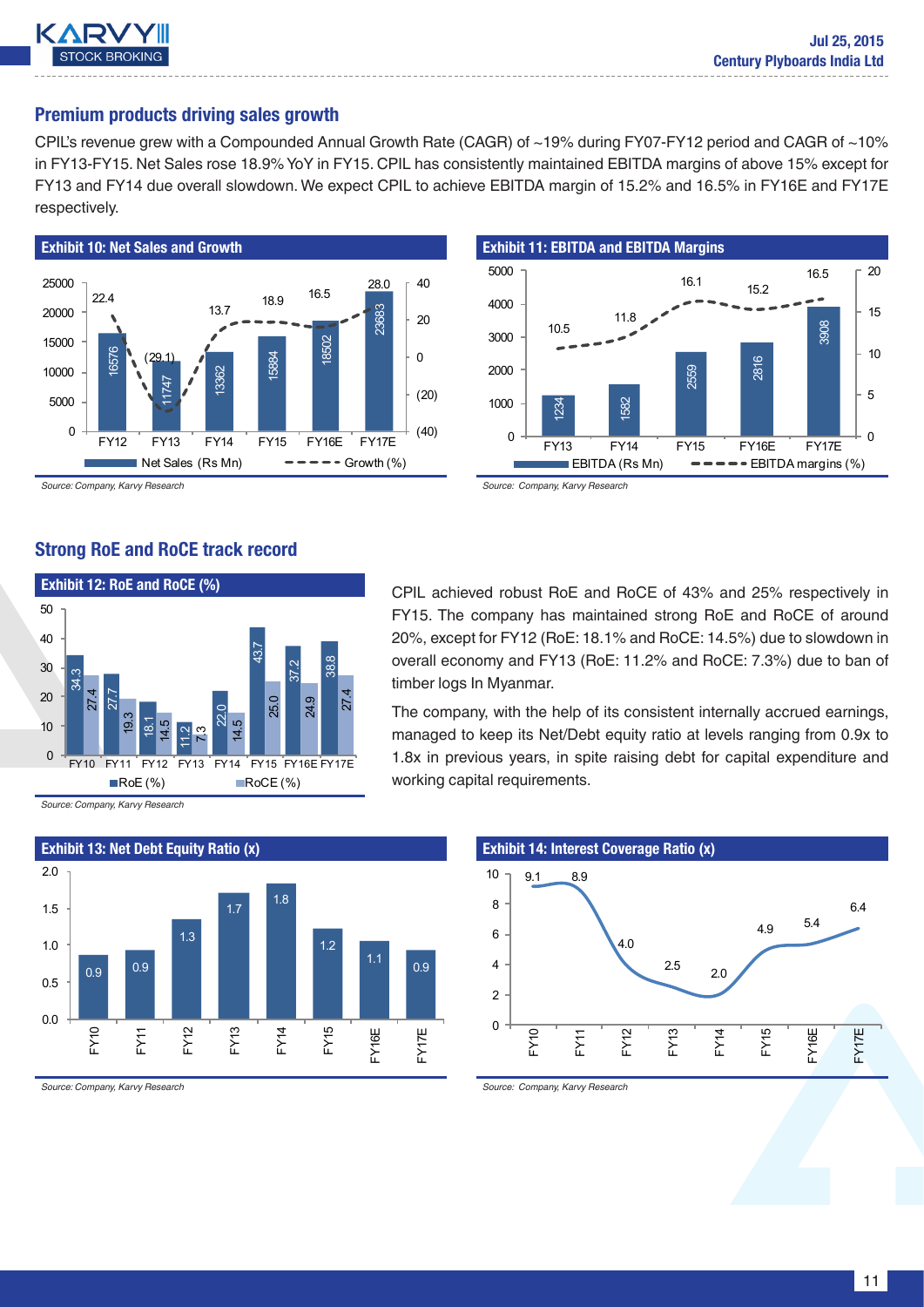## Premium products driving sales growth

CPIL's revenue grew with a Compounded Annual Growth Rate (CAGR) of ~19% during FY07-FY12 period and CAGR of ~10% in FY13-FY15. Net Sales rose 18.9% YoY in FY15. CPIL has consistently maintained EBITDA margins of above 15% except for FY13 and FY14 due overall slowdown. We expect CPIL to achieve EBITDA margin of 15.2% and 16.5% in FY16E and FY17E respectively.

**Exhibit 10: Net Sales and Growth**

| | FY12 | FY13 | FY14 | FY15 | FY16E | FY17E |
|---|---|---|---|---|---|---|
| Net Sales (Rs Mn) | 16576 | 11747 | 13362 | 15884 | 18502 | 23683 |
| Growth (%) | 22.4 | (29.1) | 13.7 | 18.9 | 16.5 | 28.0 |

*Source: Company, Karvy Research*

**Exhibit 11: EBITDA and EBITDA Margins**

| | FY13 | FY14 | FY15 | FY16E | FY17E |
|---|---|---|---|---|---|
| EBITDA (Rs Mn) | 1234 | 1582 | 2559 | 2816 | 3908 |
| EBITDA margins (%) | 10.5 | 11.8 | 16.1 | 15.2 | 16.5 |

*Source: Company, Karvy Research*

## Strong RoE and RoCE track record

**Exhibit 12: RoE and RoCE (%)**

| | FY10 | FY11 | FY12 | FY13 | FY14 | FY15 | FY16E | FY17E |
|---|---|---|---|---|---|---|---|---|
| RoE (%) | 34.3 | 27.7 | 18.1 | 11.2 | 22.0 | 43.7 | 37.2 | 38.8 |
| RoCE (%) | 27.4 | 19.3 | 14.5 | 7.3 | 14.5 | 25.0 | 24.9 | 27.4 |

*Source: Company, Karvy Research*

CPIL achieved robust RoE and RoCE of 43% and 25% respectively in FY15. The company has maintained strong RoE and RoCE of around 20%, except for FY12 (RoE: 18.1% and RoCE: 14.5%) due to slowdown in overall economy and FY13 (RoE: 11.2% and RoCE: 7.3%) due to ban of timber logs In Myanmar.

The company, with the help of its consistent internally accrued earnings, managed to keep its Net/Debt equity ratio at levels ranging from 0.9x to 1.8x in previous years, in spite raising debt for capital expenditure and working capital requirements.

**Exhibit 13: Net Debt Equity Ratio (x)**

| FY10 | FY11 | FY12 | FY13 | FY14 | FY15 | FY16E | FY17E |
|---|---|---|---|---|---|---|---|
| 0.9 | 0.9 | 1.3 | 1.7 | 1.8 | 1.2 | 1.1 | 0.9 |

*Source: Company, Karvy Research*

**Exhibit 14: Interest Coverage Ratio (x)**

| FY10 | FY11 | FY12 | FY13 | FY14 | FY15 | FY16E | FY17E |
|---|---|---|---|---|---|---|---|
| 9.1 | 8.9 | 4.0 | 2.5 | 2.0 | 4.9 | 5.4 | 6.4 |

*Source: Company, Karvy Research*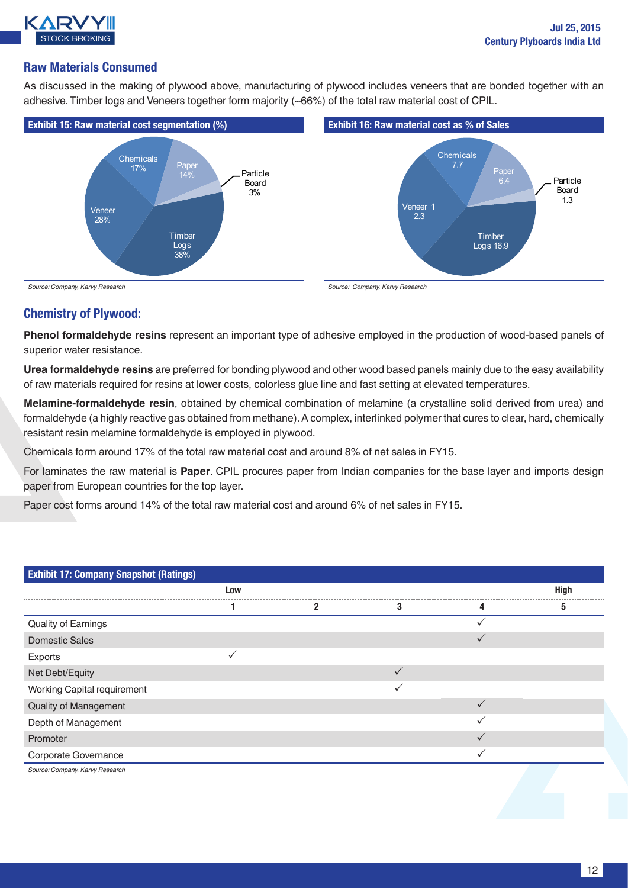## Raw Materials Consumed

As discussed in the making of plywood above, manufacturing of plywood includes veneers that are bonded together with an adhesive. Timber logs and Veneers together form majority (~66%) of the total raw material cost of CPIL.

**Exhibit 15: Raw material cost segmentation (%)**

| Component | % |
|---|---|
| Timber Logs | 38% |
| Veneer | 28% |
| Chemicals | 17% |
| Paper | 14% |
| Particle Board | 3% |

*Source: Company, Karvy Research*

**Exhibit 16: Raw material cost as % of Sales**

| Component | % of Sales |
|---|---|
| Timber Logs | 16.9 |
| Veneer | 12.3 |
| Chemicals | 7.7 |
| Paper | 6.4 |
| Particle Board | 1.3 |

*Source: Company, Karvy Research*

## Chemistry of Plywood:

**Phenol formaldehyde resins** represent an important type of adhesive employed in the production of wood-based panels of superior water resistance.

**Urea formaldehyde resins** are preferred for bonding plywood and other wood based panels mainly due to the easy availability of raw materials required for resins at lower costs, colorless glue line and fast setting at elevated temperatures.

**Melamine-formaldehyde resin**, obtained by chemical combination of melamine (a crystalline solid derived from urea) and formaldehyde (a highly reactive gas obtained from methane). A complex, interlinked polymer that cures to clear, hard, chemically resistant resin melamine formaldehyde is employed in plywood.

Chemicals form around 17% of the total raw material cost and around 8% of net sales in FY15.

For laminates the raw material is **Paper**. CPIL procures paper from Indian companies for the base layer and imports design paper from European countries for the top layer.

Paper cost forms around 14% of the total raw material cost and around 6% of net sales in FY15.

**Exhibit 17: Company Snapshot (Ratings)**

| | Low | | | | High |
|---|---|---|---|---|---|
| | 1 | 2 | 3 | 4 | 5 |
| Quality of Earnings | | | | ✓ | |
| Domestic Sales | | | | ✓ | |
| Exports | ✓ | | | | |
| Net Debt/Equity | | | ✓ | | |
| Working Capital requirement | | | ✓ | | |
| Quality of Management | | | | ✓ | |
| Depth of Management | | | | ✓ | |
| Promoter | | | | ✓ | |
| Corporate Governance | | | | ✓ | |

*Source: Company, Karvy Research*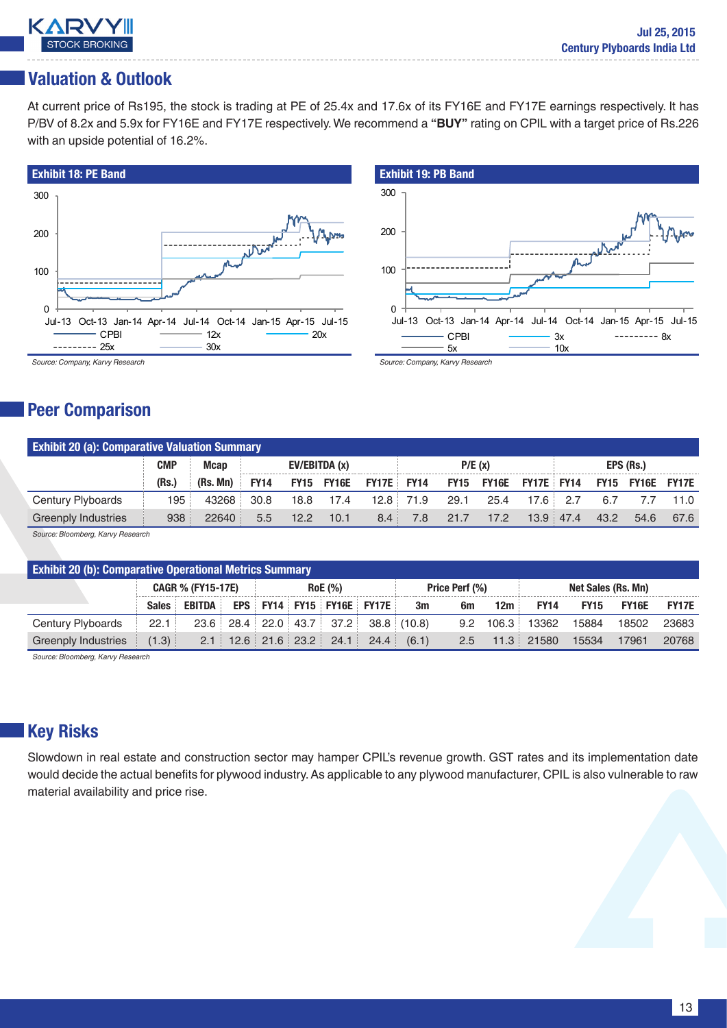## Valuation & Outlook

At current price of Rs195, the stock is trading at PE of 25.4x and 17.6x of its FY16E and FY17E earnings respectively. It has P/BV of 8.2x and 5.9x for FY16E and FY17E respectively. We recommend a **"BUY"** rating on CPIL with a target price of Rs.226 with an upside potential of 16.2%.

**Exhibit 18: PE Band**

*Source: Company, Karvy Research*

**Exhibit 19: PB Band**

*Source: Company, Karvy Research*

## Peer Comparison

**Exhibit 20 (a): Comparative Valuation Summary**

| | CMP (Rs.) | Mcap (Rs. Mn) | EV/EBITDA (x) FY14 | FY15 | FY16E | FY17E | P/E (x) FY14 | FY15 | FY16E | FY17E | EPS (Rs.) FY14 | FY15 | FY16E | FY17E |
|---|---|---|---|---|---|---|---|---|---|---|---|---|---|---|
| Century Plyboards | 195 | 43268 | 30.8 | 18.8 | 17.4 | 12.8 | 71.9 | 29.1 | 25.4 | 17.6 | 2.7 | 6.7 | 7.7 | 11.0 |
| Greenply Industries | 938 | 22640 | 5.5 | 12.2 | 10.1 | 8.4 | 7.8 | 21.7 | 17.2 | 13.9 | 47.4 | 43.2 | 54.6 | 67.6 |

*Source: Bloomberg, Karvy Research*

**Exhibit 20 (b): Comparative Operational Metrics Summary**

| | CAGR % (FY15-17E) Sales | EBITDA | EPS | RoE (%) FY14 | FY15 | FY16E | FY17E | Price Perf (%) 3m | 6m | 12m | Net Sales (Rs. Mn) FY14 | FY15 | FY16E | FY17E |
|---|---|---|---|---|---|---|---|---|---|---|---|---|---|---|
| Century Plyboards | 22.1 | 23.6 | 28.4 | 22.0 | 43.7 | 37.2 | 38.8 | (10.8) | 9.2 | 106.3 | 13362 | 15884 | 18502 | 23683 |
| Greenply Industries | (1.3) | 2.1 | 12.6 | 21.6 | 23.2 | 24.1 | 24.4 | (6.1) | 2.5 | 11.3 | 21580 | 15534 | 17961 | 20768 |

*Source: Bloomberg, Karvy Research*

## Key Risks

Slowdown in real estate and construction sector may hamper CPIL's revenue growth. GST rates and its implementation date would decide the actual benefits for plywood industry. As applicable to any plywood manufacturer, CPIL is also vulnerable to raw material availability and price rise.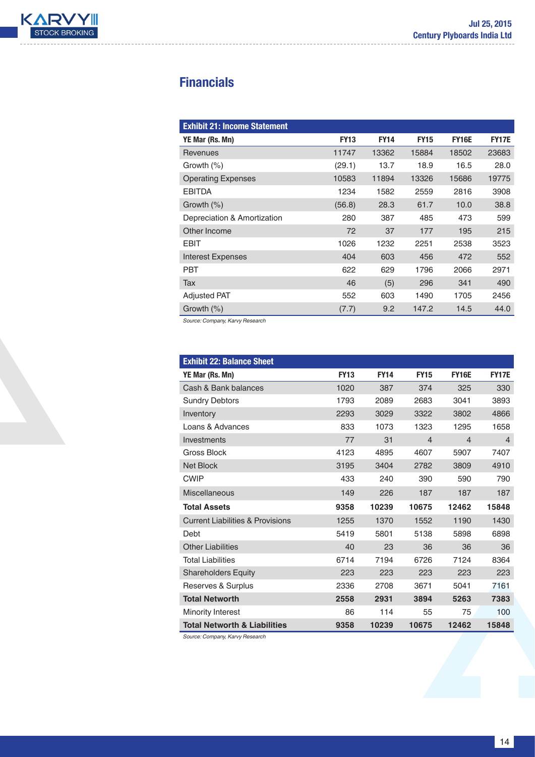## Financials

| Exhibit 21: Income Statement | | | | | |
|---|---|---|---|---|---|
| **YE Mar (Rs. Mn)** | **FY13** | **FY14** | **FY15** | **FY16E** | **FY17E** |
| Revenues | 11747 | 13362 | 15884 | 18502 | 23683 |
| Growth (%) | (29.1) | 13.7 | 18.9 | 16.5 | 28.0 |
| Operating Expenses | 10583 | 11894 | 13326 | 15686 | 19775 |
| EBITDA | 1234 | 1582 | 2559 | 2816 | 3908 |
| Growth (%) | (56.8) | 28.3 | 61.7 | 10.0 | 38.8 |
| Depreciation & Amortization | 280 | 387 | 485 | 473 | 599 |
| Other Income | 72 | 37 | 177 | 195 | 215 |
| EBIT | 1026 | 1232 | 2251 | 2538 | 3523 |
| Interest Expenses | 404 | 603 | 456 | 472 | 552 |
| PBT | 622 | 629 | 1796 | 2066 | 2971 |
| Tax | 46 | (5) | 296 | 341 | 490 |
| Adjusted PAT | 552 | 603 | 1490 | 1705 | 2456 |
| Growth (%) | (7.7) | 9.2 | 147.2 | 14.5 | 44.0 |

*Source: Company, Karvy Research*

| Exhibit 22: Balance Sheet | | | | | |
|---|---|---|---|---|---|
| **YE Mar (Rs. Mn)** | **FY13** | **FY14** | **FY15** | **FY16E** | **FY17E** |
| Cash & Bank balances | 1020 | 387 | 374 | 325 | 330 |
| Sundry Debtors | 1793 | 2089 | 2683 | 3041 | 3893 |
| Inventory | 2293 | 3029 | 3322 | 3802 | 4866 |
| Loans & Advances | 833 | 1073 | 1323 | 1295 | 1658 |
| Investments | 77 | 31 | 4 | 4 | 4 |
| Gross Block | 4123 | 4895 | 4607 | 5907 | 7407 |
| Net Block | 3195 | 3404 | 2782 | 3809 | 4910 |
| CWIP | 433 | 240 | 390 | 590 | 790 |
| Miscellaneous | 149 | 226 | 187 | 187 | 187 |
| **Total Assets** | **9358** | **10239** | **10675** | **12462** | **15848** |
| Current Liabilities & Provisions | 1255 | 1370 | 1552 | 1190 | 1430 |
| Debt | 5419 | 5801 | 5138 | 5898 | 6898 |
| Other Liabilities | 40 | 23 | 36 | 36 | 36 |
| Total Liabilities | 6714 | 7194 | 6726 | 7124 | 8364 |
| Shareholders Equity | 223 | 223 | 223 | 223 | 223 |
| Reserves & Surplus | 2336 | 2708 | 3671 | 5041 | 7161 |
| **Total Networth** | **2558** | **2931** | **3894** | **5263** | **7383** |
| Minority Interest | 86 | 114 | 55 | 75 | 100 |
| **Total Networth & Liabilities** | **9358** | **10239** | **10675** | **12462** | **15848** |

*Source: Company, Karvy Research*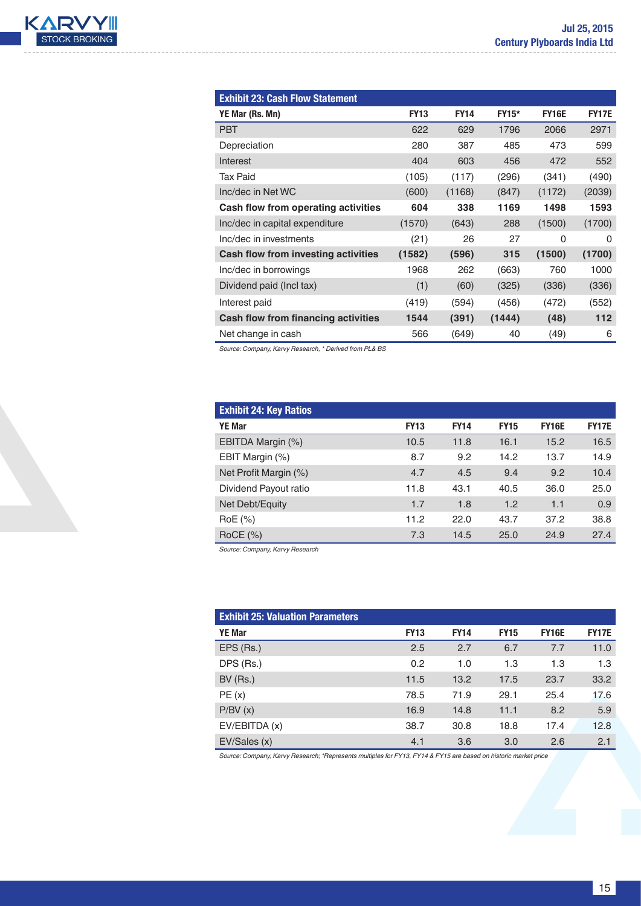**Exhibit 23: Cash Flow Statement**

| YE Mar (Rs. Mn) | FY13 | FY14 | FY15* | FY16E | FY17E |
|---|---|---|---|---|---|
| PBT | 622 | 629 | 1796 | 2066 | 2971 |
| Depreciation | 280 | 387 | 485 | 473 | 599 |
| Interest | 404 | 603 | 456 | 472 | 552 |
| Tax Paid | (105) | (117) | (296) | (341) | (490) |
| Inc/dec in Net WC | (600) | (1168) | (847) | (1172) | (2039) |
| **Cash flow from operating activities** | **604** | **338** | **1169** | **1498** | **1593** |
| Inc/dec in capital expenditure | (1570) | (643) | 288 | (1500) | (1700) |
| Inc/dec in investments | (21) | 26 | 27 | 0 | 0 |
| **Cash flow from investing activities** | **(1582)** | **(596)** | **315** | **(1500)** | **(1700)** |
| Inc/dec in borrowings | 1968 | 262 | (663) | 760 | 1000 |
| Dividend paid (Incl tax) | (1) | (60) | (325) | (336) | (336) |
| Interest paid | (419) | (594) | (456) | (472) | (552) |
| **Cash flow from financing activities** | **1544** | **(391)** | **(1444)** | **(48)** | **112** |
| Net change in cash | 566 | (649) | 40 | (49) | 6 |

*Source: Company, Karvy Research, * Derived from PL& BS*

**Exhibit 24: Key Ratios**

| YE Mar | FY13 | FY14 | FY15 | FY16E | FY17E |
|---|---|---|---|---|---|
| EBITDA Margin (%) | 10.5 | 11.8 | 16.1 | 15.2 | 16.5 |
| EBIT Margin (%) | 8.7 | 9.2 | 14.2 | 13.7 | 14.9 |
| Net Profit Margin (%) | 4.7 | 4.5 | 9.4 | 9.2 | 10.4 |
| Dividend Payout ratio | 11.8 | 43.1 | 40.5 | 36.0 | 25.0 |
| Net Debt/Equity | 1.7 | 1.8 | 1.2 | 1.1 | 0.9 |
| RoE (%) | 11.2 | 22.0 | 43.7 | 37.2 | 38.8 |
| RoCE (%) | 7.3 | 14.5 | 25.0 | 24.9 | 27.4 |

*Source: Company, Karvy Research*

**Exhibit 25: Valuation Parameters**

| YE Mar | FY13 | FY14 | FY15 | FY16E | FY17E |
|---|---|---|---|---|---|
| EPS (Rs.) | 2.5 | 2.7 | 6.7 | 7.7 | 11.0 |
| DPS (Rs.) | 0.2 | 1.0 | 1.3 | 1.3 | 1.3 |
| BV (Rs.) | 11.5 | 13.2 | 17.5 | 23.7 | 33.2 |
| PE (x) | 78.5 | 71.9 | 29.1 | 25.4 | 17.6 |
| P/BV (x) | 16.9 | 14.8 | 11.1 | 8.2 | 5.9 |
| EV/EBITDA (x) | 38.7 | 30.8 | 18.8 | 17.4 | 12.8 |
| EV/Sales (x) | 4.1 | 3.6 | 3.0 | 2.6 | 2.1 |

*Source: Company, Karvy Research; *Represents multiples for FY13, FY14 & FY15 are based on historic market price*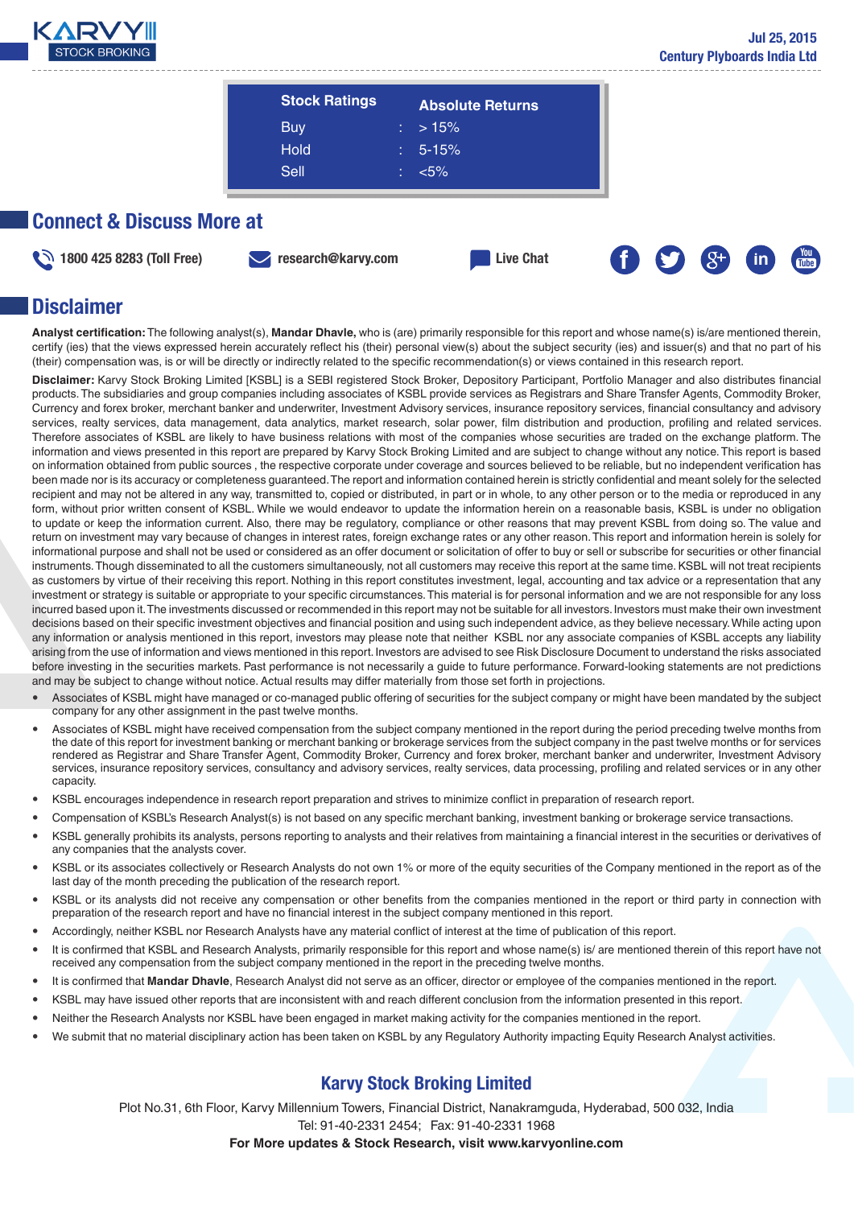| Stock Ratings | | Absolute Returns |
|---|---|---|
| Buy | : | > 15% |
| Hold | : | 5-15% |
| Sell | : | <5% |

## Connect & Discuss More at

1800 425 8283 (Toll Free) research@karvy.com Live Chat

## Disclaimer

**Analyst certification:** The following analyst(s), **Mandar Dhavle,** who is (are) primarily responsible for this report and whose name(s) is/are mentioned therein, certify (ies) that the views expressed herein accurately reflect his (their) personal view(s) about the subject security (ies) and issuer(s) and that no part of his (their) compensation was, is or will be directly or indirectly related to the specific recommendation(s) or views contained in this research report.

**Disclaimer:** Karvy Stock Broking Limited [KSBL] is a SEBI registered Stock Broker, Depository Participant, Portfolio Manager and also distributes financial products. The subsidiaries and group companies including associates of KSBL provide services as Registrars and Share Transfer Agents, Commodity Broker, Currency and forex broker, merchant banker and underwriter, Investment Advisory services, insurance repository services, financial consultancy and advisory services, realty services, data management, data analytics, market research, solar power, film distribution and production, profiling and related services. Therefore associates of KSBL are likely to have business relations with most of the companies whose securities are traded on the exchange platform. The information and views presented in this report are prepared by Karvy Stock Broking Limited and are subject to change without any notice. This report is based on information obtained from public sources , the respective corporate under coverage and sources believed to be reliable, but no independent verification has been made nor is its accuracy or completeness guaranteed. The report and information contained herein is strictly confidential and meant solely for the selected recipient and may not be altered in any way, transmitted to, copied or distributed, in part or in whole, to any other person or to the media or reproduced in any form, without prior written consent of KSBL. While we would endeavor to update the information herein on a reasonable basis, KSBL is under no obligation to update or keep the information current. Also, there may be regulatory, compliance or other reasons that may prevent KSBL from doing so. The value and return on investment may vary because of changes in interest rates, foreign exchange rates or any other reason. This report and information herein is solely for informational purpose and shall not be used or considered as an offer document or solicitation of offer to buy or sell or subscribe for securities or other financial instruments. Though disseminated to all the customers simultaneously, not all customers may receive this report at the same time. KSBL will not treat recipients as customers by virtue of their receiving this report. Nothing in this report constitutes investment, legal, accounting and tax advice or a representation that any investment or strategy is suitable or appropriate to your specific circumstances. This material is for personal information and we are not responsible for any loss incurred based upon it. The investments discussed or recommended in this report may not be suitable for all investors. Investors must make their own investment decisions based on their specific investment objectives and financial position and using such independent advice, as they believe necessary. While acting upon any information or analysis mentioned in this report, investors may please note that neither KSBL nor any associate companies of KSBL accepts any liability arising from the use of information and views mentioned in this report. Investors are advised to see Risk Disclosure Document to understand the risks associated before investing in the securities markets. Past performance is not necessarily a guide to future performance. Forward-looking statements are not predictions and may be subject to change without notice. Actual results may differ materially from those set forth in projections.

- Associates of KSBL might have managed or co-managed public offering of securities for the subject company or might have been mandated by the subject company for any other assignment in the past twelve months.
- Associates of KSBL might have received compensation from the subject company mentioned in the report during the period preceding twelve months from the date of this report for investment banking or merchant banking or brokerage services from the subject company in the past twelve months or for services rendered as Registrar and Share Transfer Agent, Commodity Broker, Currency and forex broker, merchant banker and underwriter, Investment Advisory services, insurance repository services, consultancy and advisory services, realty services, data processing, profiling and related services or in any other capacity.
- KSBL encourages independence in research report preparation and strives to minimize conflict in preparation of research report.
- Compensation of KSBL's Research Analyst(s) is not based on any specific merchant banking, investment banking or brokerage service transactions.
- KSBL generally prohibits its analysts, persons reporting to analysts and their relatives from maintaining a financial interest in the securities or derivatives of any companies that the analysts cover.
- KSBL or its associates collectively or Research Analysts do not own 1% or more of the equity securities of the Company mentioned in the report as of the last day of the month preceding the publication of the research report.
- KSBL or its analysts did not receive any compensation or other benefits from the companies mentioned in the report or third party in connection with preparation of the research report and have no financial interest in the subject company mentioned in this report.
- Accordingly, neither KSBL nor Research Analysts have any material conflict of interest at the time of publication of this report.
- It is confirmed that KSBL and Research Analysts, primarily responsible for this report and whose name(s) is/ are mentioned therein of this report have not received any compensation from the subject company mentioned in the report in the preceding twelve months.
- It is confirmed that **Mandar Dhavle**, Research Analyst did not serve as an officer, director or employee of the companies mentioned in the report.
- KSBL may have issued other reports that are inconsistent with and reach different conclusion from the information presented in this report.
- Neither the Research Analysts nor KSBL have been engaged in market making activity for the companies mentioned in the report.
- We submit that no material disciplinary action has been taken on KSBL by any Regulatory Authority impacting Equity Research Analyst activities.

### Karvy Stock Broking Limited

Plot No.31, 6th Floor, Karvy Millennium Towers, Financial District, Nanakramguda, Hyderabad, 500 032, India
Tel: 91-40-2331 2454; Fax: 91-40-2331 1968
**For More updates & Stock Research, visit www.karvyonline.com**